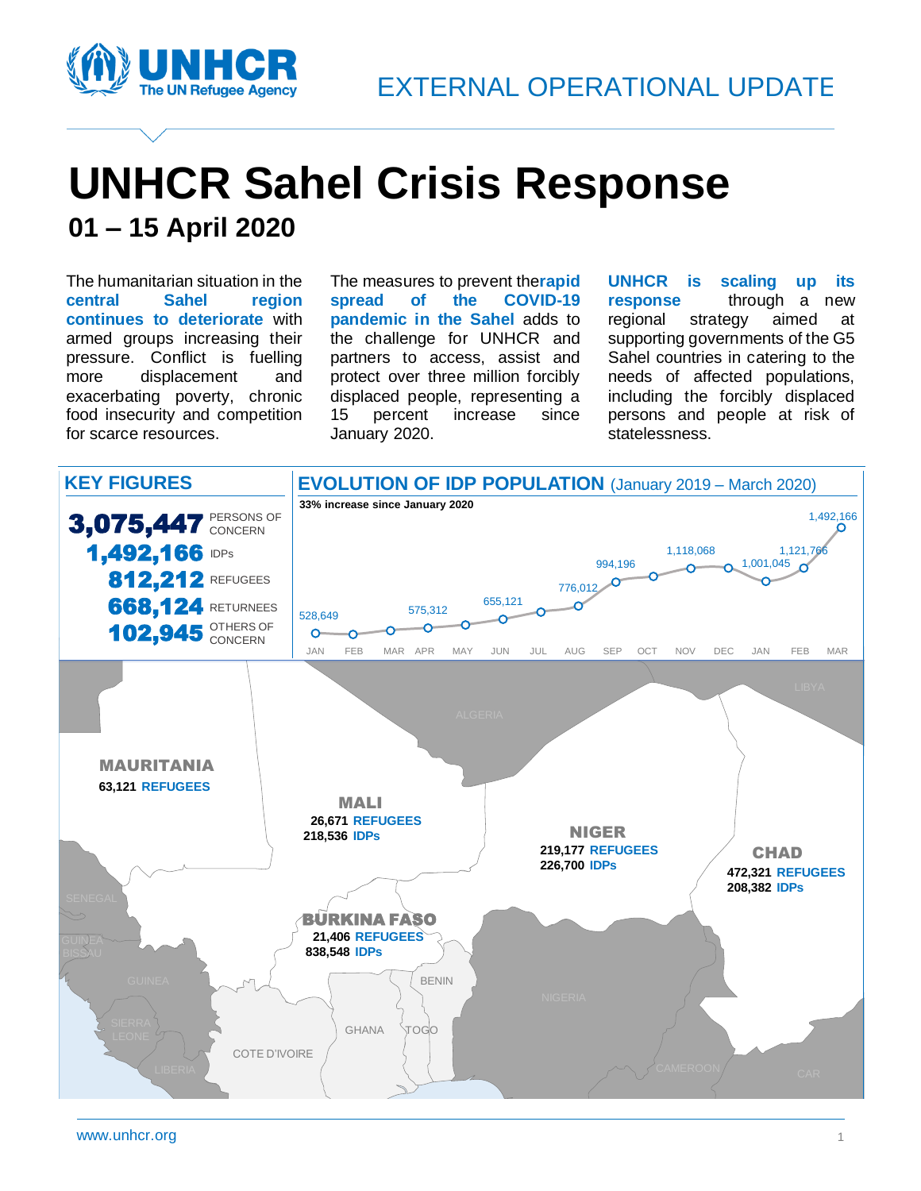EXTERNAL OPERATIONAL UPDATE

# UNHCR Sahel Crisis Response

## 01 – 15 April 2020

The humanitarian situation in the **central Sahel region continues to deteriorate** with armed groups increasing their pressure. Conflict is fuelling more displacement and exacerbating poverty, chronic food insecurity and competition for scarce resources.

The measures to prevent the **rapid spread of the COVID-19 pandemic in the Sahel** adds to the challenge for UNHCR and partners to access, assist and protect over three million forcibly displaced people, representing a 15 percent increase since January 2020.

**UNHCR is scaling up its response** through a new regional strategy aimed at supporting governments of the G5 Sahel countries in catering to the needs of affected populations, including the forcibly displaced persons and people at risk of statelessness.

## KEY FIGURES

- **3,075,447** PERSONS OF CONCERN
- **1,492,166** IDPs
- **812,212** REFUGEES
- **668,124** RETURNEES
- **102,945** OTHERS OF CONCERN

## EVOLUTION OF IDP POPULATION (January 2019 – March 2020)

**33% increase since January 2020**

| Month | IDPs |
|---|---|
| JAN | 528,649 |
| APR | 575,312 |
| JUN | 655,121 |
| AUG | 776,012 |
| SEP | 994,196 |
| NOV | 1,118,068 |
| JAN | 1,001,045 |
| FEB | 1,121,766 |
| MAR | 1,492,166 |

**MAURITANIA**
63,121 REFUGEES

**MALI**
26,671 REFUGEES
218,536 IDPs

**NIGER**
219,177 REFUGEES
226,700 IDPs

**CHAD**
472,321 REFUGEES
208,382 IDPs

**BURKINA FASO**
21,406 REFUGEES
838,548 IDPs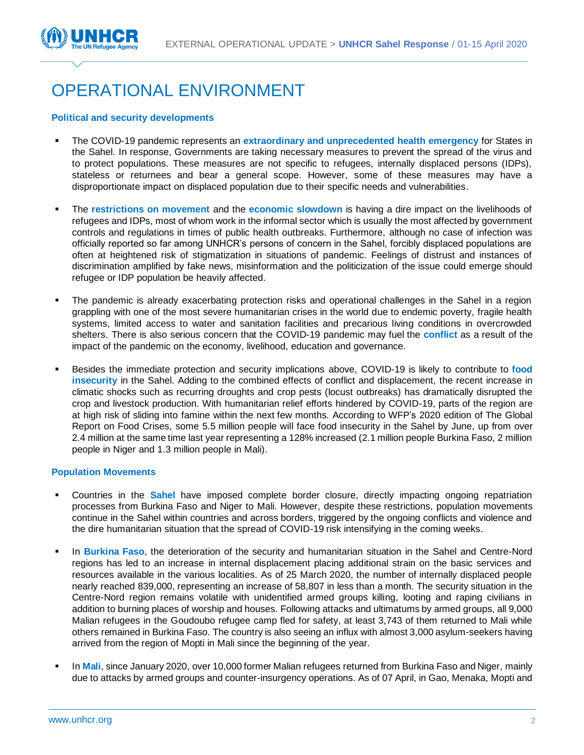# OPERATIONAL ENVIRONMENT

### Political and security developments

- The COVID-19 pandemic represents an **extraordinary and unprecedented health emergency** for States in the Sahel. In response, Governments are taking necessary measures to prevent the spread of the virus and to protect populations. These measures are not specific to refugees, internally displaced persons (IDPs), stateless or returnees and bear a general scope. However, some of these measures may have a disproportionate impact on displaced population due to their specific needs and vulnerabilities.

- The **restrictions on movement** and the **economic slowdown** is having a dire impact on the livelihoods of refugees and IDPs, most of whom work in the informal sector which is usually the most affected by government controls and regulations in times of public health outbreaks. Furthermore, although no case of infection was officially reported so far among UNHCR's persons of concern in the Sahel, forcibly displaced populations are often at heightened risk of stigmatization in situations of pandemic. Feelings of distrust and instances of discrimination amplified by fake news, misinformation and the politicization of the issue could emerge should refugee or IDP population be heavily affected.

- The pandemic is already exacerbating protection risks and operational challenges in the Sahel in a region grappling with one of the most severe humanitarian crises in the world due to endemic poverty, fragile health systems, limited access to water and sanitation facilities and precarious living conditions in overcrowded shelters. There is also serious concern that the COVID-19 pandemic may fuel the **conflict** as a result of the impact of the pandemic on the economy, livelihood, education and governance.

- Besides the immediate protection and security implications above, COVID-19 is likely to contribute to **food insecurity** in the Sahel. Adding to the combined effects of conflict and displacement, the recent increase in climatic shocks such as recurring droughts and crop pests (locust outbreaks) has dramatically disrupted the crop and livestock production. With humanitarian relief efforts hindered by COVID-19, parts of the region are at high risk of sliding into famine within the next few months. According to WFP's 2020 edition of The Global Report on Food Crises, some 5.5 million people will face food insecurity in the Sahel by June, up from over 2.4 million at the same time last year representing a 128% increased (2.1 million people Burkina Faso, 2 million people in Niger and 1.3 million people in Mali).

### Population Movements

- Countries in the **Sahel** have imposed complete border closure, directly impacting ongoing repatriation processes from Burkina Faso and Niger to Mali. However, despite these restrictions, population movements continue in the Sahel within countries and across borders, triggered by the ongoing conflicts and violence and the dire humanitarian situation that the spread of COVID-19 risk intensifying in the coming weeks.

- In **Burkina Faso**, the deterioration of the security and humanitarian situation in the Sahel and Centre-Nord regions has led to an increase in internal displacement placing additional strain on the basic services and resources available in the various localities. As of 25 March 2020, the number of internally displaced people nearly reached 839,000, representing an increase of 58,807 in less than a month. The security situation in the Centre-Nord region remains volatile with unidentified armed groups killing, looting and raping civilians in addition to burning places of worship and houses. Following attacks and ultimatums by armed groups, all 9,000 Malian refugees in the Goudoubo refugee camp fled for safety, at least 3,743 of them returned to Mali while others remained in Burkina Faso. The country is also seeing an influx with almost 3,000 asylum-seekers having arrived from the region of Mopti in Mali since the beginning of the year.

- In **Mali**, since January 2020, over 10,000 former Malian refugees returned from Burkina Faso and Niger, mainly due to attacks by armed groups and counter-insurgency operations. As of 07 April, in Gao, Menaka, Mopti and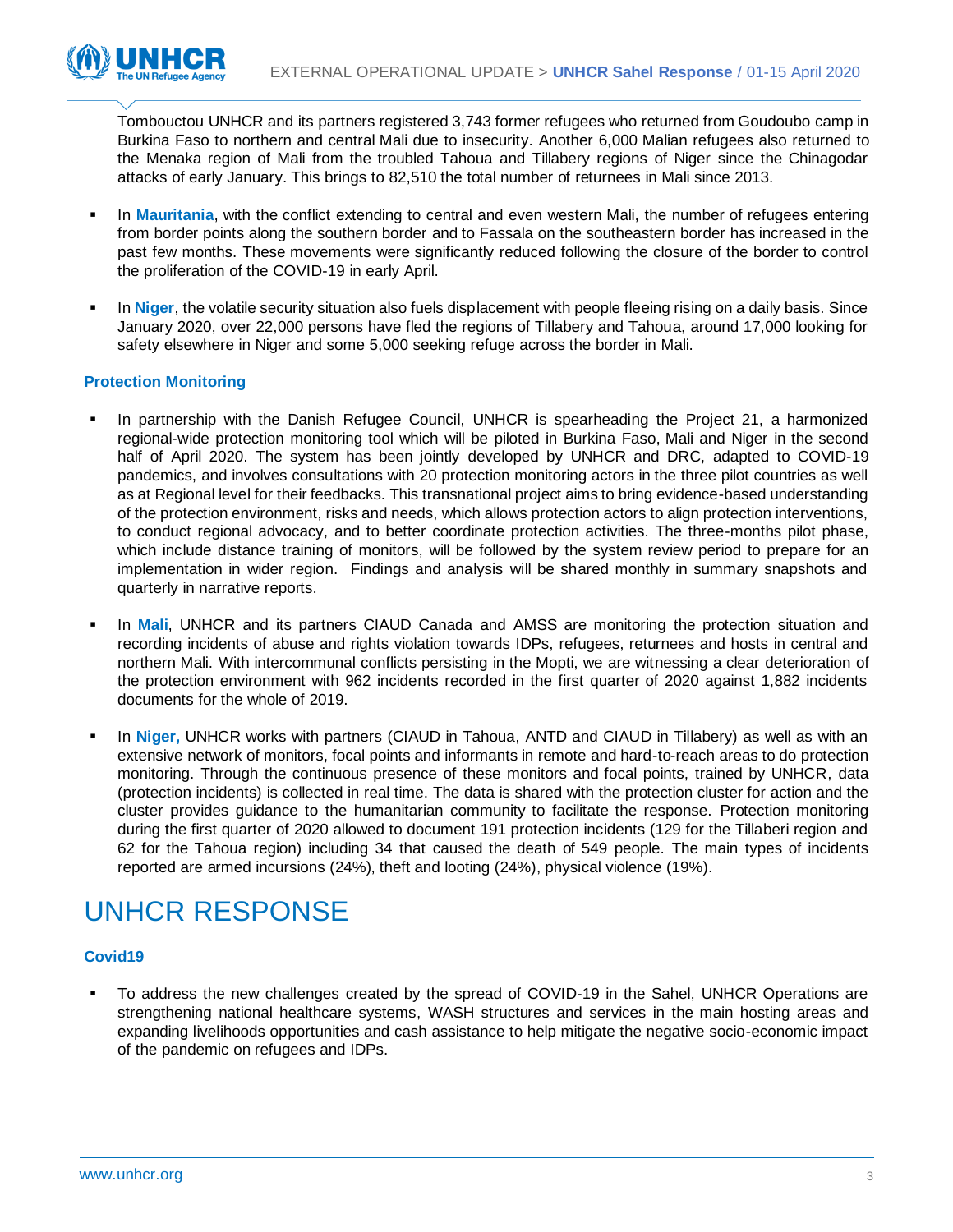Tombouctou UNHCR and its partners registered 3,743 former refugees who returned from Goudoubo camp in Burkina Faso to northern and central Mali due to insecurity. Another 6,000 Malian refugees also returned to the Menaka region of Mali from the troubled Tahoua and Tillabery regions of Niger since the Chinagodar attacks of early January. This brings to 82,510 the total number of returnees in Mali since 2013.

- In **Mauritania**, with the conflict extending to central and even western Mali, the number of refugees entering from border points along the southern border and to Fassala on the southeastern border has increased in the past few months. These movements were significantly reduced following the closure of the border to control the proliferation of the COVID-19 in early April.

- In **Niger**, the volatile security situation also fuels displacement with people fleeing rising on a daily basis. Since January 2020, over 22,000 persons have fled the regions of Tillabery and Tahoua, around 17,000 looking for safety elsewhere in Niger and some 5,000 seeking refuge across the border in Mali.

### Protection Monitoring

- In partnership with the Danish Refugee Council, UNHCR is spearheading the Project 21, a harmonized regional-wide protection monitoring tool which will be piloted in Burkina Faso, Mali and Niger in the second half of April 2020. The system has been jointly developed by UNHCR and DRC, adapted to COVID-19 pandemics, and involves consultations with 20 protection monitoring actors in the three pilot countries as well as at Regional level for their feedbacks. This transnational project aims to bring evidence-based understanding of the protection environment, risks and needs, which allows protection actors to align protection interventions, to conduct regional advocacy, and to better coordinate protection activities. The three-months pilot phase, which include distance training of monitors, will be followed by the system review period to prepare for an implementation in wider region. Findings and analysis will be shared monthly in summary snapshots and quarterly in narrative reports.

- In **Mali**, UNHCR and its partners CIAUD Canada and AMSS are monitoring the protection situation and recording incidents of abuse and rights violation towards IDPs, refugees, returnees and hosts in central and northern Mali. With intercommunal conflicts persisting in the Mopti, we are witnessing a clear deterioration of the protection environment with 962 incidents recorded in the first quarter of 2020 against 1,882 incidents documents for the whole of 2019.

- In **Niger,** UNHCR works with partners (CIAUD in Tahoua, ANTD and CIAUD in Tillabery) as well as with an extensive network of monitors, focal points and informants in remote and hard-to-reach areas to do protection monitoring. Through the continuous presence of these monitors and focal points, trained by UNHCR, data (protection incidents) is collected in real time. The data is shared with the protection cluster for action and the cluster provides guidance to the humanitarian community to facilitate the response. Protection monitoring during the first quarter of 2020 allowed to document 191 protection incidents (129 for the Tillaberi region and 62 for the Tahoua region) including 34 that caused the death of 549 people. The main types of incidents reported are armed incursions (24%), theft and looting (24%), physical violence (19%).

# UNHCR RESPONSE

### Covid19

- To address the new challenges created by the spread of COVID-19 in the Sahel, UNHCR Operations are strengthening national healthcare systems, WASH structures and services in the main hosting areas and expanding livelihoods opportunities and cash assistance to help mitigate the negative socio-economic impact of the pandemic on refugees and IDPs.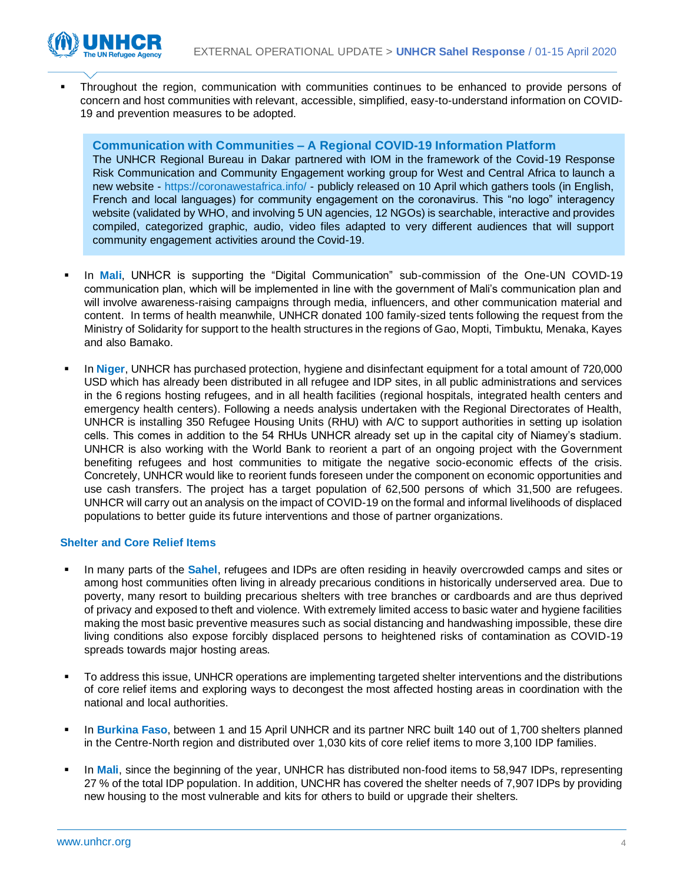- Throughout the region, communication with communities continues to be enhanced to provide persons of concern and host communities with relevant, accessible, simplified, easy-to-understand information on COVID-19 and prevention measures to be adopted.

> **Communication with Communities – A Regional COVID-19 Information Platform**
>
> The UNHCR Regional Bureau in Dakar partnered with IOM in the framework of the Covid-19 Response Risk Communication and Community Engagement working group for West and Central Africa to launch a new website - https://coronawestafrica.info/ - publicly released on 10 April which gathers tools (in English, French and local languages) for community engagement on the coronavirus. This "no logo" interagency website (validated by WHO, and involving 5 UN agencies, 12 NGOs) is searchable, interactive and provides compiled, categorized graphic, audio, video files adapted to very different audiences that will support community engagement activities around the Covid-19.

- In **Mali**, UNHCR is supporting the "Digital Communication" sub-commission of the One-UN COVID-19 communication plan, which will be implemented in line with the government of Mali's communication plan and will involve awareness-raising campaigns through media, influencers, and other communication material and content. In terms of health meanwhile, UNHCR donated 100 family-sized tents following the request from the Ministry of Solidarity for support to the health structures in the regions of Gao, Mopti, Timbuktu, Menaka, Kayes and also Bamako.

- In **Niger**, UNHCR has purchased protection, hygiene and disinfectant equipment for a total amount of 720,000 USD which has already been distributed in all refugee and IDP sites, in all public administrations and services in the 6 regions hosting refugees, and in all health facilities (regional hospitals, integrated health centers and emergency health centers). Following a needs analysis undertaken with the Regional Directorates of Health, UNHCR is installing 350 Refugee Housing Units (RHU) with A/C to support authorities in setting up isolation cells. This comes in addition to the 54 RHUs UNHCR already set up in the capital city of Niamey's stadium. UNHCR is also working with the World Bank to reorient a part of an ongoing project with the Government benefiting refugees and host communities to mitigate the negative socio-economic effects of the crisis. Concretely, UNHCR would like to reorient funds foreseen under the component on economic opportunities and use cash transfers. The project has a target population of 62,500 persons of which 31,500 are refugees. UNHCR will carry out an analysis on the impact of COVID-19 on the formal and informal livelihoods of displaced populations to better guide its future interventions and those of partner organizations.

### Shelter and Core Relief Items

- In many parts of the **Sahel**, refugees and IDPs are often residing in heavily overcrowded camps and sites or among host communities often living in already precarious conditions in historically underserved area. Due to poverty, many resort to building precarious shelters with tree branches or cardboards and are thus deprived of privacy and exposed to theft and violence. With extremely limited access to basic water and hygiene facilities making the most basic preventive measures such as social distancing and handwashing impossible, these dire living conditions also expose forcibly displaced persons to heightened risks of contamination as COVID-19 spreads towards major hosting areas.

- To address this issue, UNHCR operations are implementing targeted shelter interventions and the distributions of core relief items and exploring ways to decongest the most affected hosting areas in coordination with the national and local authorities.

- In **Burkina Faso**, between 1 and 15 April UNHCR and its partner NRC built 140 out of 1,700 shelters planned in the Centre-North region and distributed over 1,030 kits of core relief items to more 3,100 IDP families.

- In **Mali**, since the beginning of the year, UNHCR has distributed non-food items to 58,947 IDPs, representing 27 % of the total IDP population. In addition, UNCHR has covered the shelter needs of 7,907 IDPs by providing new housing to the most vulnerable and kits for others to build or upgrade their shelters.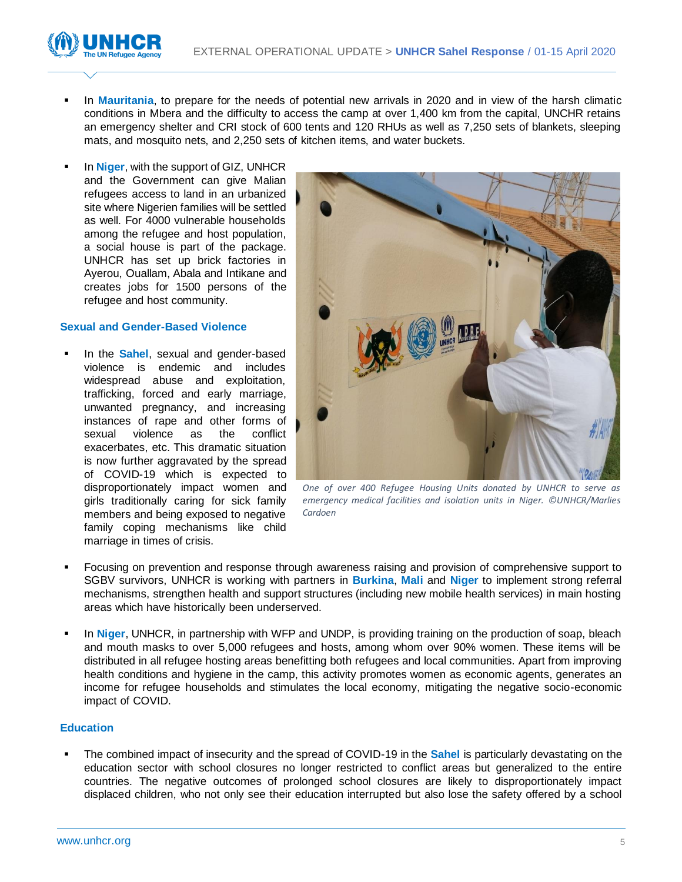- In **Mauritania**, to prepare for the needs of potential new arrivals in 2020 and in view of the harsh climatic conditions in Mbera and the difficulty to access the camp at over 1,400 km from the capital, UNCHR retains an emergency shelter and CRI stock of 600 tents and 120 RHUs as well as 7,250 sets of blankets, sleeping mats, and mosquito nets, and 2,250 sets of kitchen items, and water buckets.

- In **Niger**, with the support of GIZ, UNHCR and the Government can give Malian refugees access to land in an urbanized site where Nigerien families will be settled as well. For 4000 vulnerable households among the refugee and host population, a social house is part of the package. UNHCR has set up brick factories in Ayerou, Ouallam, Abala and Intikane and creates jobs for 1500 persons of the refugee and host community.

*One of over 400 Refugee Housing Units donated by UNHCR to serve as emergency medical facilities and isolation units in Niger. ©UNHCR/Marlies Cardoen*

### Sexual and Gender-Based Violence

- In the **Sahel**, sexual and gender-based violence is endemic and includes widespread abuse and exploitation, trafficking, forced and early marriage, unwanted pregnancy, and increasing instances of rape and other forms of sexual violence as the conflict exacerbates, etc. This dramatic situation is now further aggravated by the spread of COVID-19 which is expected to disproportionately impact women and girls traditionally caring for sick family members and being exposed to negative family coping mechanisms like child marriage in times of crisis.

- Focusing on prevention and response through awareness raising and provision of comprehensive support to SGBV survivors, UNHCR is working with partners in **Burkina**, **Mali** and **Niger** to implement strong referral mechanisms, strengthen health and support structures (including new mobile health services) in main hosting areas which have historically been underserved.

- In **Niger**, UNHCR, in partnership with WFP and UNDP, is providing training on the production of soap, bleach and mouth masks to over 5,000 refugees and hosts, among whom over 90% women. These items will be distributed in all refugee hosting areas benefitting both refugees and local communities. Apart from improving health conditions and hygiene in the camp, this activity promotes women as economic agents, generates an income for refugee households and stimulates the local economy, mitigating the negative socio-economic impact of COVID.

### Education

- The combined impact of insecurity and the spread of COVID-19 in the **Sahel** is particularly devastating on the education sector with school closures no longer restricted to conflict areas but generalized to the entire countries. The negative outcomes of prolonged school closures are likely to disproportionately impact displaced children, who not only see their education interrupted but also lose the safety offered by a school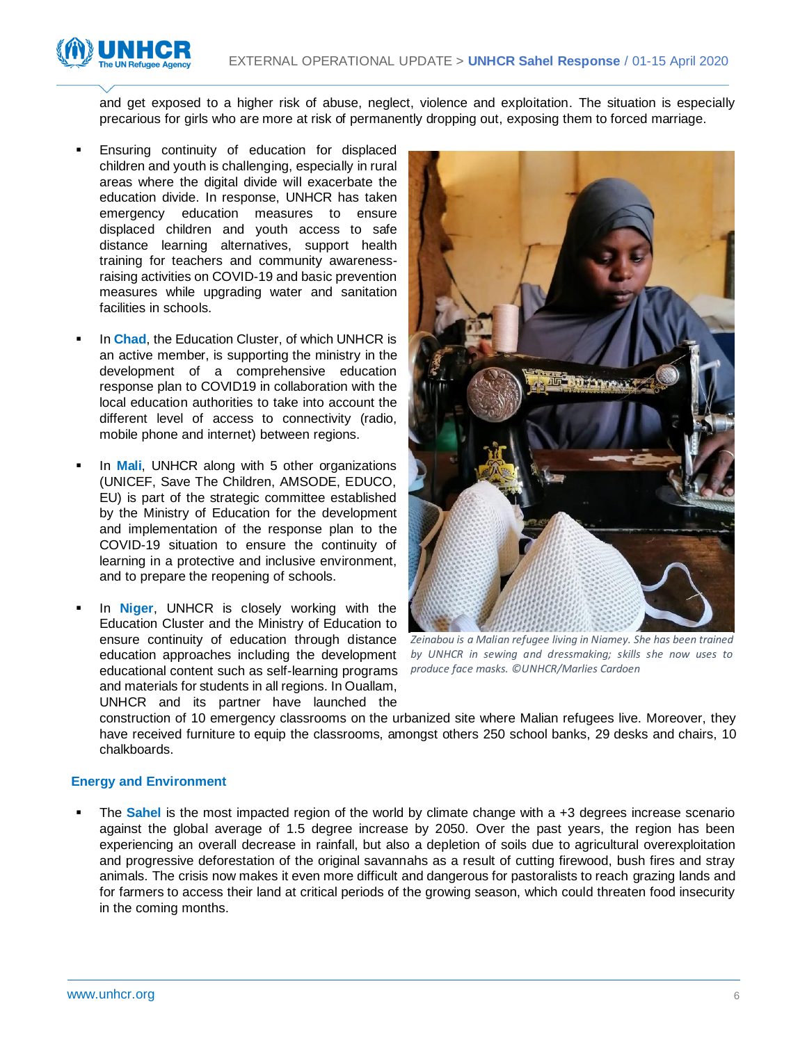and get exposed to a higher risk of abuse, neglect, violence and exploitation. The situation is especially precarious for girls who are more at risk of permanently dropping out, exposing them to forced marriage.

- Ensuring continuity of education for displaced children and youth is challenging, especially in rural areas where the digital divide will exacerbate the education divide. In response, UNHCR has taken emergency education measures to ensure displaced children and youth access to safe distance learning alternatives, support health training for teachers and community awareness-raising activities on COVID-19 and basic prevention measures while upgrading water and sanitation facilities in schools.

- In **Chad**, the Education Cluster, of which UNHCR is an active member, is supporting the ministry in the development of a comprehensive education response plan to COVID19 in collaboration with the local education authorities to take into account the different level of access to connectivity (radio, mobile phone and internet) between regions.

- In **Mali**, UNHCR along with 5 other organizations (UNICEF, Save The Children, AMSODE, EDUCO, EU) is part of the strategic committee established by the Ministry of Education for the development and implementation of the response plan to the COVID-19 situation to ensure the continuity of learning in a protective and inclusive environment, and to prepare the reopening of schools.

- In **Niger**, UNHCR is closely working with the Education Cluster and the Ministry of Education to ensure continuity of education through distance education approaches including the development educational content such as self-learning programs and materials for students in all regions. In Ouallam, UNHCR and its partner have launched the construction of 10 emergency classrooms on the urbanized site where Malian refugees live. Moreover, they have received furniture to equip the classrooms, amongst others 250 school banks, 29 desks and chairs, 10 chalkboards.

*Zeinabou is a Malian refugee living in Niamey. She has been trained by UNHCR in sewing and dressmaking; skills she now uses to produce face masks. ©UNHCR/Marlies Cardoen*

### Energy and Environment

- The **Sahel** is the most impacted region of the world by climate change with a +3 degrees increase scenario against the global average of 1.5 degree increase by 2050. Over the past years, the region has been experiencing an overall decrease in rainfall, but also a depletion of soils due to agricultural overexploitation and progressive deforestation of the original savannahs as a result of cutting firewood, bush fires and stray animals. The crisis now makes it even more difficult and dangerous for pastoralists to reach grazing lands and for farmers to access their land at critical periods of the growing season, which could threaten food insecurity in the coming months.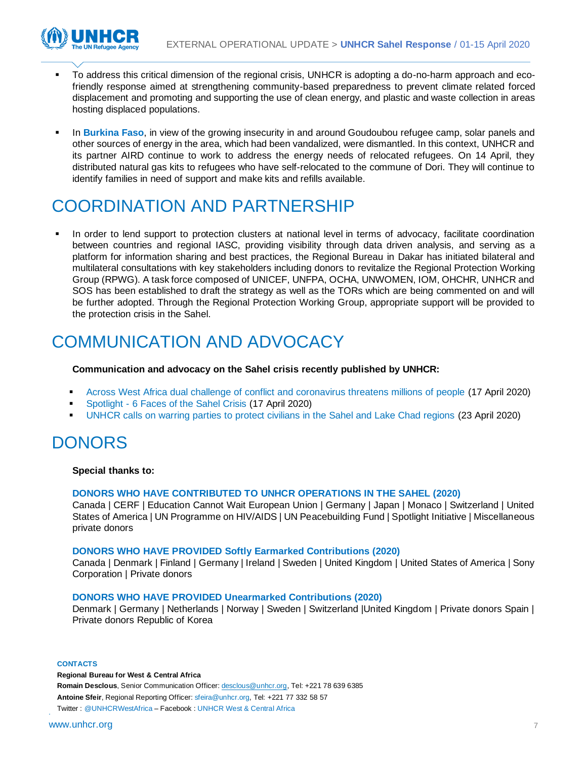- To address this critical dimension of the regional crisis, UNHCR is adopting a do-no-harm approach and eco-friendly response aimed at strengthening community-based preparedness to prevent climate related forced displacement and promoting and supporting the use of clean energy, and plastic and waste collection in areas hosting displaced populations.

- In **Burkina Faso**, in view of the growing insecurity in and around Goudoubou refugee camp, solar panels and other sources of energy in the area, which had been vandalized, were dismantled. In this context, UNHCR and its partner AIRD continue to work to address the energy needs of relocated refugees. On 14 April, they distributed natural gas kits to refugees who have self-relocated to the commune of Dori. They will continue to identify families in need of support and make kits and refills available.

# COORDINATION AND PARTNERSHIP

- In order to lend support to protection clusters at national level in terms of advocacy, facilitate coordination between countries and regional IASC, providing visibility through data driven analysis, and serving as a platform for information sharing and best practices, the Regional Bureau in Dakar has initiated bilateral and multilateral consultations with key stakeholders including donors to revitalize the Regional Protection Working Group (RPWG). A task force composed of UNICEF, UNFPA, OCHA, UNWOMEN, IOM, OHCHR, UNHCR and SOS has been established to draft the strategy as well as the TORs which are being commented on and will be further adopted. Through the Regional Protection Working Group, appropriate support will be provided to the protection crisis in the Sahel.

# COMMUNICATION AND ADVOCACY

**Communication and advocacy on the Sahel crisis recently published by UNHCR:**

- Across West Africa dual challenge of conflict and coronavirus threatens millions of people (17 April 2020)
- Spotlight - 6 Faces of the Sahel Crisis (17 April 2020)
- UNHCR calls on warring parties to protect civilians in the Sahel and Lake Chad regions (23 April 2020)

# DONORS

**Special thanks to:**

**DONORS WHO HAVE CONTRIBUTED TO UNHCR OPERATIONS IN THE SAHEL (2020)**

Canada | CERF | Education Cannot Wait European Union | Germany | Japan | Monaco | Switzerland | United States of America | UN Programme on HIV/AIDS | UN Peacebuilding Fund | Spotlight Initiative | Miscellaneous private donors

**DONORS WHO HAVE PROVIDED Softly Earmarked Contributions (2020)**

Canada | Denmark | Finland | Germany | Ireland | Sweden | United Kingdom | United States of America | Sony Corporation | Private donors

**DONORS WHO HAVE PROVIDED Unearmarked Contributions (2020)**

Denmark | Germany | Netherlands | Norway | Sweden | Switzerland |United Kingdom | Private donors Spain | Private donors Republic of Korea

**CONTACTS**

**Regional Bureau for West & Central Africa**

**Romain Desclous**, Senior Communication Officer: desclous@unhcr.org, Tel: +221 78 639 6385

**Antoine Sfeir**, Regional Reporting Officer: sfeira@unhcr.org, Tel: +221 77 332 58 57

Twitter : @UNHCRWestAfrica – Facebook : UNHCR West & Central Africa